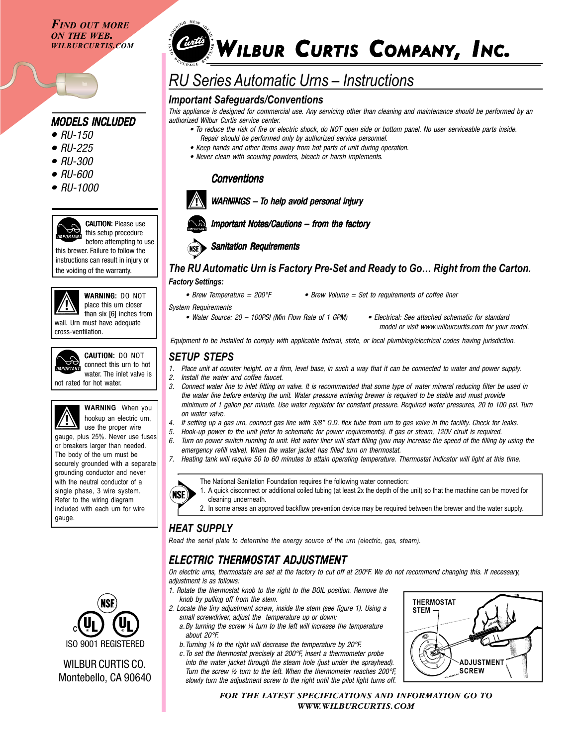*FIND OUT MORE ON THE WEB.*
*WILBURCURTIS.COM*

## MODELS INCLUDED

- RU-150
- RU-225
- RU-300
- RU-600
- RU-1000

**CAUTION:** Please use this setup procedure before attempting to use this brewer. Failure to follow the instructions can result in injury or the voiding of the warranty.

**WARNING:** DO NOT place this urn closer than six [6] inches from wall. Urn must have adequate cross-ventilation.

**CAUTION:** DO NOT connect this urn to hot water. The inlet valve is not rated for hot water.

**WARNING** When you hookup an electric urn, use the proper wire gauge, plus 25%. Never use fuses or breakers larger than needed. The body of the urn must be securely grounded with a separate grounding conductor and never with the neutral conductor of a single phase, 3 wire system. Refer to the wiring diagram included with each urn for wire gauge.

ISO 9001 REGISTERED

WILBUR CURTIS CO.
Montebello, CA 90640

# WILBUR CURTIS COMPANY, INC.

## RU Series Automatic Urns – Instructions

### Important Safeguards/Conventions

*This appliance is designed for commercial use. Any servicing other than cleaning and maintenance should be performed by an authorized Wilbur Curtis service center.*

- *To reduce the risk of fire or electric shock, do NOT open side or bottom panel. No user serviceable parts inside. Repair should be performed only by authorized service personnel.*
- *Keep hands and other items away from hot parts of unit during operation.*
- *Never clean with scouring powders, bleach or harsh implements.*

#### Conventions

*WARNINGS – To help avoid personal injury*

*Important Notes/Cautions – from the factory*

*Sanitation Requirements*

### The RU Automatic Urn is Factory Pre-Set and Ready to Go… Right from the Carton.

**Factory Settings:**

- *Brew Temperature = 200°F*
- *Brew Volume = Set to requirements of coffee liner*

*System Requirements*

- *Water Source: 20 – 100PSI (Min Flow Rate of 1 GPM)*
- *Electrical: See attached schematic for standard model or visit www.wilburcurtis.com for your model.*

*Equipment to be installed to comply with applicable federal, state, or local plumbing/electrical codes having jurisdiction.*

### SETUP STEPS

1. *Place unit at counter height. on a firm, level base, in such a way that it can be connected to water and power supply.*
2. *Install the water and coffee faucet.*
3. *Connect water line to inlet fitting on valve. It is recommended that some type of water mineral reducing filter be used in the water line before entering the unit. Water pressure entering brewer is required to be stable and must provide minimum of 1 gallon per minute. Use water regulator for constant pressure. Required water pressures, 20 to 100 psi. Turn on water valve.*
4. *If setting up a gas urn, connect gas line with 3/8" O.D. flex tube from urn to gas valve in the facility. Check for leaks.*
5. *Hook-up power to the unit (refer to schematic for power requirements). If gas or steam, 120V ciruit is required.*
6. *Turn on power switch running to unit. Hot water liner will start filling (you may increase the speed of the filling by using the emergency refill valve). When the water jacket has filled turn on thermostat.*
7. *Heating tank will require 50 to 60 minutes to attain operating temperature. Thermostat indicator will light at this time.*

The National Sanitation Foundation requires the following water connection:

1. A quick disconnect or additional coiled tubing (at least 2x the depth of the unit) so that the machine can be moved for cleaning underneath.
2. In some areas an approved backflow prevention device may be required between the brewer and the water supply.

### HEAT SUPPLY

*Read the serial plate to determine the energy source of the urn (electric, gas, steam).*

### ELECTRIC THERMOSTAT ADJUSTMENT

*On electric urns, thermostats are set at the factory to cut off at 200ºF. We do not recommend changing this. If necessary, adjustment is as follows:*

1. *Rotate the thermostat knob to the right to the BOIL position. Remove the knob by pulling off from the stem.*
2. *Locate the tiny adjustment screw, inside the stem (see figure 1). Using a small screwdriver, adjust the temperature up or down:*
   a. *By turning the screw ¼ turn to the left will increase the temperature about 20°F.*
   b. *Turning ¼ to the right will decrease the temperature by 20°F.*
   c. *To set the thermostat precisely at 200°F, insert a thermometer probe into the water jacket through the steam hole (just under the sprayhead). Turn the screw ½ turn to the left. When the thermometer reaches 200°F, slowly turn the adjustment screw to the right until the pilot light turns off.*

THERMOSTAT STEM
ADJUSTMENT SCREW

*FOR THE LATEST SPECIFICATIONS AND INFORMATION GO TO WWW.WILBURCURTIS.COM*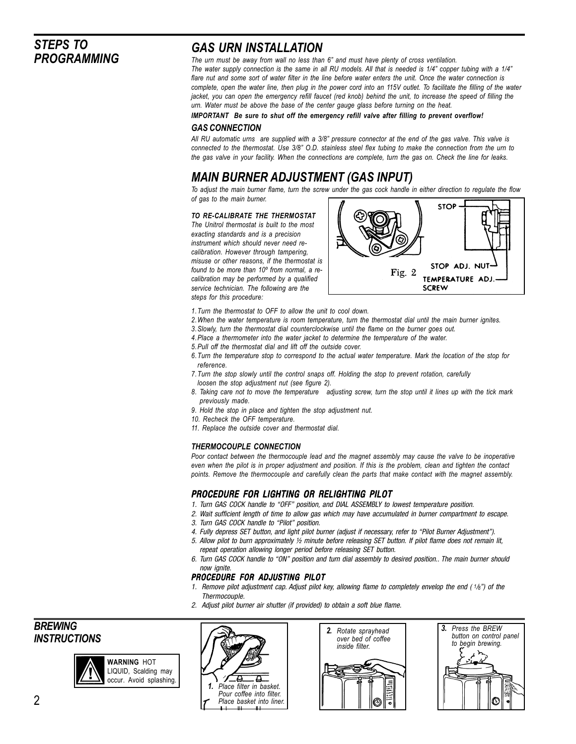## STEPS TO PROGRAMMING

## GAS URN INSTALLATION

*The urn must be away from wall no less than 6" and must have plenty of cross ventilation. The water supply connection is the same in all RU models. All that is needed is 1/4" copper tubing with a 1/4" flare nut and some sort of water filter in the line before water enters the unit. Once the water connection is complete, open the water line, then plug in the power cord into an 115V outlet. To facilitate the filling of the water jacket, you can open the emergency refill faucet (red knob) behind the unit, to increase the speed of filling the urn. Water must be above the base of the center gauge glass before turning on the heat.*

***IMPORTANT Be sure to shut off the emergency refill valve after filling to prevent overflow!***

### GAS CONNECTION

*All RU automatic urns are supplied with a 3/8" pressure connector at the end of the gas valve. This valve is connected to the thermostat. Use 3/8" O.D. stainless steel flex tubing to make the connection from the urn to the gas valve in your facility. When the connections are complete, turn the gas on. Check the line for leaks.*

## MAIN BURNER ADJUSTMENT (GAS INPUT)

*To adjust the main burner flame, turn the screw under the gas cock handle in either direction to regulate the flow of gas to the main burner.*

### TO RE-CALIBRATE THE THERMOSTAT

*The Unitrol thermostat is built to the most exacting standards and is a precision instrument which should never need re-calibration. However through tampering, misuse or other reasons, if the thermostat is found to be more than 10º from normal, a re-calibration may be performed by a qualified service technician. The following are the steps for this procedure:*

STOP

STOP ADJ. NUT

TEMPERATURE ADJ. SCREW

Fig. 2

1. *Turn the thermostat to OFF to allow the unit to cool down.*
2. *When the water temperature is room temperature, turn the thermostat dial until the main burner ignites.*
3. *Slowly, turn the thermostat dial counterclockwise until the flame on the burner goes out.*
4. *Place a thermometer into the water jacket to determine the temperature of the water.*
5. *Pull off the thermostat dial and lift off the outside cover.*
6. *Turn the temperature stop to correspond to the actual water temperature. Mark the location of the stop for reference.*
7. *Turn the stop slowly until the control snaps off. Holding the stop to prevent rotation, carefully loosen the stop adjustment nut (see figure 2).*
8. *Taking care not to move the temperature adjusting screw, turn the stop until it lines up with the tick mark previously made.*
9. *Hold the stop in place and tighten the stop adjustment nut.*
10. *Recheck the OFF temperature.*
11. *Replace the outside cover and thermostat dial.*

### THERMOCOUPLE CONNECTION

*Poor contact between the thermocouple lead and the magnet assembly may cause the valve to be inoperative even when the pilot is in proper adjustment and position. If this is the problem, clean and tighten the contact points. Remove the thermocouple and carefully clean the parts that make contact with the magnet assembly.*

### PROCEDURE FOR LIGHTING OR RELIGHTING PILOT

1. *Turn GAS COCK handle to "OFF" position, and DIAL ASSEMBLY to lowest temperature position.*
2. *Wait sufficient length of time to allow gas which may have accumulated in burner compartment to escape.*
3. *Turn GAS COCK handle to "Pilot" position.*
4. *Fully depress SET button, and light pilot burner (adjust if necessary, refer to "Pilot Burner Adjustment").*
5. *Allow pilot to burn approximately ½ minute before releasing SET button. If pilot flame does not remain lit, repeat operation allowing longer period before releasing SET button.*
6. *Turn GAS COCK handle to "ON" position and turn dial assembly to desired position.. The main burner should now ignite.*

### PROCEDURE FOR ADJUSTING PILOT

1. *Remove pilot adjustment cap. Adjust pilot key, allowing flame to completely envelop the end (1/8") of the Thermocouple.*
2. *Adjust pilot burner air shutter (if provided) to obtain a soft blue flame.*

## BREWING INSTRUCTIONS

**WARNING** HOT LIQUID, Scalding may occur. Avoid splashing.

1. *Place filter in basket. Pour coffee into filter. Place basket into liner.*
2. *Rotate sprayhead over bed of coffee inside filter.*
3. *Press the BREW button on control panel to begin brewing.*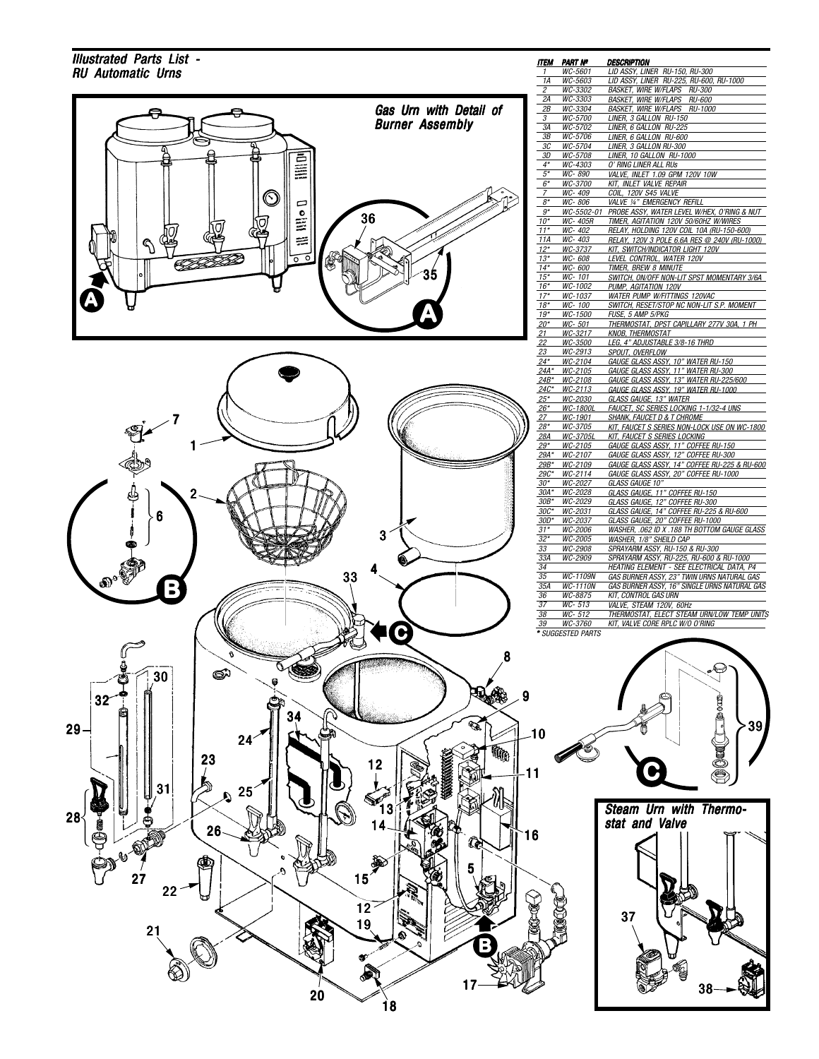## Illustrated Parts List - RU Automatic Urns

Gas Urn with Detail of Burner Assembly

Steam Urn with Thermostat and Valve

| ITEM | PART Nº | DESCRIPTION |
|---|---|---|
| 1 | WC-5601 | LID ASSY, LINER RU-150, RU-300 |
| 1A | WC-5603 | LID ASSY, LINER RU-225, RU-600, RU-1000 |
| 2 | WC-3302 | BASKET, WIRE W/FLAPS RU-300 |
| 2A | WC-3303 | BASKET, WIRE W/FLAPS RU-600 |
| 2B | WC-3304 | BASKET, WIRE W/FLAPS RU-1000 |
| 3 | WC-5700 | LINER, 3 GALLON RU-150 |
| 3A | WC-5702 | LINER, 6 GALLON RU-225 |
| 3B | WC-5706 | LINER, 6 GALLON RU-600 |
| 3C | WC-5704 | LINER, 3 GALLON RU-300 |
| 3D | WC-5708 | LINER, 10 GALLON RU-1000 |
| 4* | WC-4303 | O' RING LINER ALL RUs |
| 5* | WC- 890 | VALVE, INLET 1.09 GPM 120V 10W |
| 6* | WC-3700 | KIT, INLET VALVE REPAIR |
| 7 | WC- 409 | COIL, 120V S45 VALVE |
| 8* | WC- 806 | VALVE ¼" EMERGENCY REFILL |
| 9* | WC-5502-01 | PROBE ASSY, WATER LEVEL W/HEX, O'RING & NUT |
| 10* | WC- 405R | TIMER, AGITATION 120V 50/60HZ W/WIRES |
| 11* | WC- 402 | RELAY, HOLDING 120V COIL 10A (RU-150-600) |
| 11A | WC- 403 | RELAY, 120V 3 POLE 6.6A RES @ 240V (RU-1000) |
| 12* | WC-3737 | KIT, SWITCH/INDICATOR LIGHT 120V |
| 13* | WC- 608 | LEVEL CONTROL, WATER 120V |
| 14* | WC- 600 | TIMER, BREW 8 MINUTE |
| 15* | WC- 101 | SWITCH, ON/OFF NON-LIT SPST MOMENTARY 3/6A |
| 16* | WC-1002 | PUMP, AGITATION 120V |
| 17* | WC-1037 | WATER PUMP W/FITTINGS 120VAC |
| 18* | WC- 100 | SWITCH, RESET/STOP NC NON-LIT S.P. MOMENT |
| 19* | WC-1500 | FUSE, 5 AMP 5/PKG |
| 20* | WC- 501 | THERMOSTAT, DPST CAPILLARY 277V 30A, 1 PH |
| 21 | WC-3217 | KNOB, THERMOSTAT |
| 22 | WC-3500 | LEG, 4" ADJUSTABLE 3/8-16 THRD |
| 23 | WC-2913 | SPOUT, OVERFLOW |
| 24* | WC-2104 | GAUGE GLASS ASSY, 10" WATER RU-150 |
| 24A* | WC-2105 | GAUGE GLASS ASSY, 11" WATER RU-300 |
| 24B* | WC-2108 | GAUGE GLASS ASSY, 13" WATER RU-225/600 |
| 24C* | WC-2113 | GAUGE GLASS ASSY, 19" WATER RU-1000 |
| 25* | WC-2030 | GLASS GAUGE, 13" WATER |
| 26* | WC-1800L | FAUCET, SC SERIES LOCKING 1-1/32-4 UNS |
| 27 | WC-1901 | SHANK, FAUCET D & T CHROME |
| 28* | WC-3705 | KIT, FAUCET S SERIES NON-LOCK USE ON WC-1800 |
| 28A | WC-3705L | KIT, FAUCET S SERIES LOCKING |
| 29* | WC-2105 | GAUGE GLASS ASSY, 11" COFFEE RU-150 |
| 29A* | WC-2107 | GAUGE GLASS ASSY, 12" COFFEE RU-300 |
| 29B* | WC-2109 | GAUGE GLASS ASSY, 14" COFFEE RU-225 & RU-600 |
| 29C* | WC-2114 | GAUGE GLASS ASSY, 20" COFFEE RU-1000 |
| 30* | WC-2027 | GLASS GAUGE 10" |
| 30A* | WC-2028 | GLASS GAUGE, 11" COFFEE RU-150 |
| 30B* | WC-2029 | GLASS GAUGE, 12" COFFEE RU-300 |
| 30C* | WC-2031 | GLASS GAUGE, 14" COFFEE RU-225 & RU-600 |
| 30D* | WC-2037 | GLASS GAUGE, 20" COFFEE RU-1000 |
| 31* | WC-2006 | WASHER, .062 ID X .188 TH BOTTOM GAUGE GLASS |
| 32* | WC-2005 | WASHER, 1/8" SHEILD CAP |
| 33 | WC-2908 | SPRAYARM ASSY, RU-150 & RU-300 |
| 33A | WC-2909 | SPRAYARM ASSY, RU-225, RU-600 & RU-1000 |
| 34 | | HEATING ELEMENT - SEE ELECTRICAL DATA, P4 |
| 35 | WC-1109N | GAS BURNER ASSY, 23" TWIN URNS NATURAL GAS |
| 35A | WC-1110N | GAS BURNER ASSY, 16" SINGLE URNS NATURAL GAS |
| 36 | WC-8875 | KIT, CONTROL GAS URN |
| 37 | WC- 513 | VALVE, STEAM 120V, 60Hz |
| 38 | WC- 512 | THERMOSTAT, ELECT STEAM URN/LOW TEMP UNITS |
| 39 | WC-3760 | KIT, VALVE CORE RPLC W/O O'RING |

\* SUGGESTED PARTS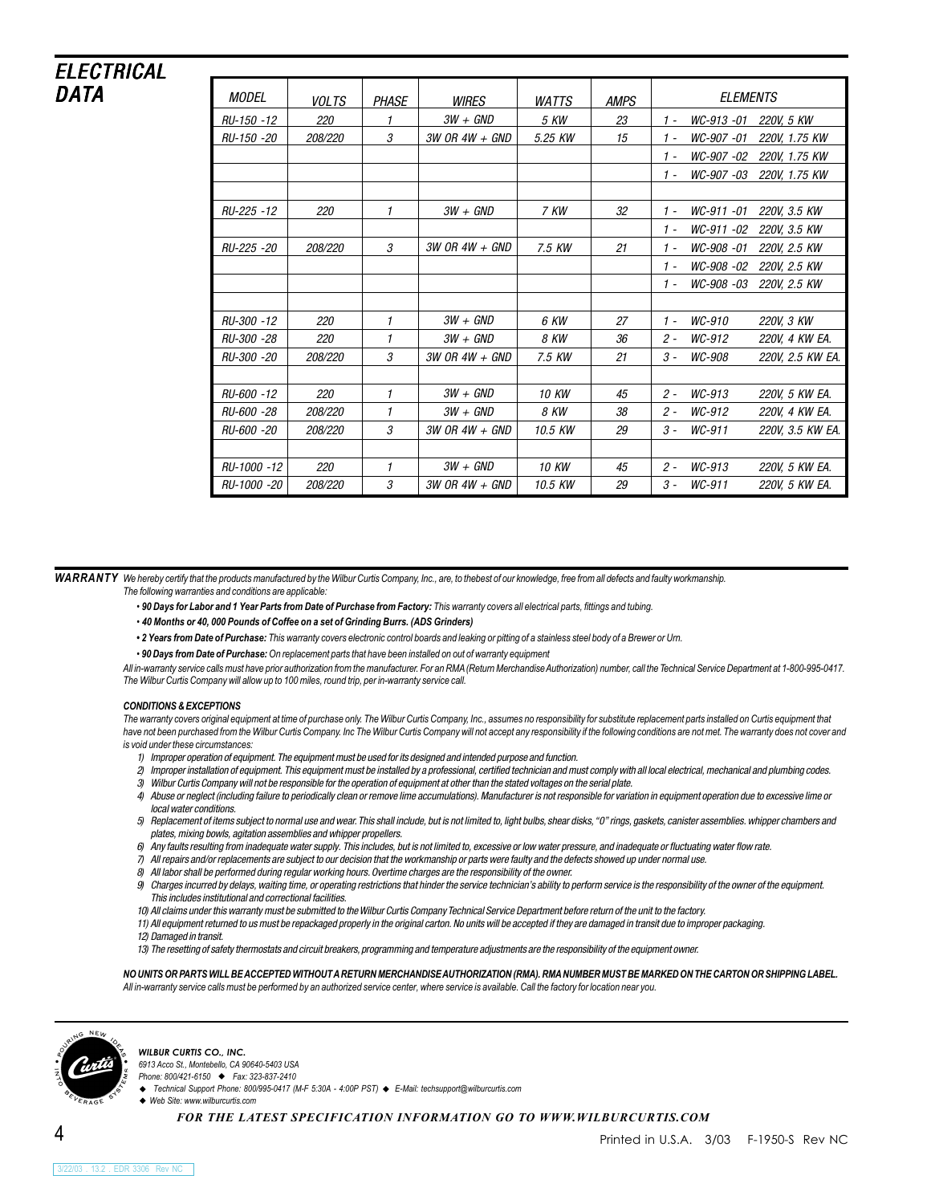## ELECTRICAL DATA

| MODEL | VOLTS | PHASE | WIRES | WATTS | AMPS | ELEMENTS |
|---|---|---|---|---|---|---|
| RU-150 -12 | 220 | 1 | 3W + GND | 5 KW | 23 | 1 - WC-913 -01 220V, 5 KW |
| RU-150 -20 | 208/220 | 3 | 3W OR 4W + GND | 5.25 KW | 15 | 1 - WC-907 -01 220V, 1.75 KW |
| | | | | | | 1 - WC-907 -02 220V, 1.75 KW |
| | | | | | | 1 - WC-907 -03 220V, 1.75 KW |
| | | | | | | |
| RU-225 -12 | 220 | 1 | 3W + GND | 7 KW | 32 | 1 - WC-911 -01 220V, 3.5 KW |
| | | | | | | 1 - WC-911 -02 220V, 3.5 KW |
| RU-225 -20 | 208/220 | 3 | 3W OR 4W + GND | 7.5 KW | 21 | 1 - WC-908 -01 220V, 2.5 KW |
| | | | | | | 1 - WC-908 -02 220V, 2.5 KW |
| | | | | | | 1 - WC-908 -03 220V, 2.5 KW |
| | | | | | | |
| RU-300 -12 | 220 | 1 | 3W + GND | 6 KW | 27 | 1 - WC-910 220V, 3 KW |
| RU-300 -28 | 220 | 1 | 3W + GND | 8 KW | 36 | 2 - WC-912 220V, 4 KW EA. |
| RU-300 -20 | 208/220 | 3 | 3W OR 4W + GND | 7.5 KW | 21 | 3 - WC-908 220V, 2.5 KW EA. |
| | | | | | | |
| RU-600 -12 | 220 | 1 | 3W + GND | 10 KW | 45 | 2 - WC-913 220V, 5 KW EA. |
| RU-600 -28 | 208/220 | 1 | 3W + GND | 8 KW | 38 | 2 - WC-912 220V, 4 KW EA. |
| RU-600 -20 | 208/220 | 3 | 3W OR 4W + GND | 10.5 KW | 29 | 3 - WC-911 220V, 3.5 KW EA. |
| | | | | | | |
| RU-1000 -12 | 220 | 1 | 3W + GND | 10 KW | 45 | 2 - WC-913 220V, 5 KW EA. |
| RU-1000 -20 | 208/220 | 3 | 3W OR 4W + GND | 10.5 KW | 29 | 3 - WC-911 220V, 5 KW EA. |

**WARRANTY** *We hereby certify that the products manufactured by the Wilbur Curtis Company, Inc., are, to thebest of our knowledge, free from all defects and faulty workmanship. The following warranties and conditions are applicable:*

- ***90 Days for Labor and 1 Year Parts from Date of Purchase from Factory:*** *This warranty covers all electrical parts, fittings and tubing.*
- ***40 Months or 40, 000 Pounds of Coffee on a set of Grinding Burrs. (ADS Grinders)***
- ***2 Years from Date of Purchase:*** *This warranty covers electronic control boards and leaking or pitting of a stainless steel body of a Brewer or Urn.*
- ***90 Days from Date of Purchase:*** *On replacement parts that have been installed on out of warranty equipment*

*All in-warranty service calls must have prior authorization from the manufacturer. For an RMA (Return Merchandise Authorization) number, call the Technical Service Department at 1-800-995-0417. The Wilbur Curtis Company will allow up to 100 miles, round trip, per in-warranty service call.*

***CONDITIONS & EXCEPTIONS***

*The warranty covers original equipment at time of purchase only. The Wilbur Curtis Company, Inc., assumes no responsibility for substitute replacement parts installed on Curtis equipment that have not been purchased from the Wilbur Curtis Company. Inc The Wilbur Curtis Company will not accept any responsibility if the following conditions are not met. The warranty does not cover and is void under these circumstances:*

1) *Improper operation of equipment. The equipment must be used for its designed and intended purpose and function.*
2) *Improper installation of equipment. This equipment must be installed by a professional, certified technician and must comply with all local electrical, mechanical and plumbing codes.*
3) *Wilbur Curtis Company will not be responsible for the operation of equipment at other than the stated voltages on the serial plate.*
4) *Abuse or neglect (including failure to periodically clean or remove lime accumulations). Manufacturer is not responsible for variation in equipment operation due to excessive lime or local water conditions.*
5) *Replacement of items subject to normal use and wear. This shall include, but is not limited to, light bulbs, shear disks, "0" rings, gaskets, canister assemblies. whipper chambers and plates, mixing bowls, agitation assemblies and whipper propellers.*
6) *Any faults resulting from inadequate water supply. This includes, but is not limited to, excessive or low water pressure, and inadequate or fluctuating water flow rate.*
7) *All repairs and/or replacements are subject to our decision that the workmanship or parts were faulty and the defects showed up under normal use.*
8) *All labor shall be performed during regular working hours. Overtime charges are the responsibility of the owner.*
9) *Charges incurred by delays, waiting time, or operating restrictions that hinder the service technician's ability to perform service is the responsibility of the owner of the equipment. This includes institutional and correctional facilities.*
10) *All claims under this warranty must be submitted to the Wilbur Curtis Company Technical Service Department before return of the unit to the factory.*
11) *All equipment returned to us must be repackaged properly in the original carton. No units will be accepted if they are damaged in transit due to improper packaging.*
12) *Damaged in transit.*
13) *The resetting of safety thermostats and circuit breakers, programming and temperature adjustments are the responsibility of the equipment owner.*

***NO UNITS OR PARTS WILL BE ACCEPTED WITHOUT A RETURN MERCHANDISE AUTHORIZATION (RMA). RMA NUMBER MUST BE MARKED ON THE CARTON OR SHIPPING LABEL.***
*All in-warranty service calls must be performed by an authorized service center, where service is available. Call the factory for location near you.*

***WILBUR CURTIS CO., INC.***
*6913 Acco St., Montebello, CA 90640-5403 USA*
*Phone: 800/421-6150 ◆ Fax: 323-837-2410*
◆ *Technical Support Phone: 800/995-0417 (M-F 5:30A - 4:00P PST)* ◆ *E-Mail: techsupport@wilburcurtis.com*
◆ *Web Site: www.wilburcurtis.com*

***FOR THE LATEST SPECIFICATION INFORMATION GO TO WWW.WILBURCURTIS.COM***

Printed in U.S.A. 3/03 F-1950-S Rev NC

3/22/03 . 13.2 . EDR 3306 Rev NC